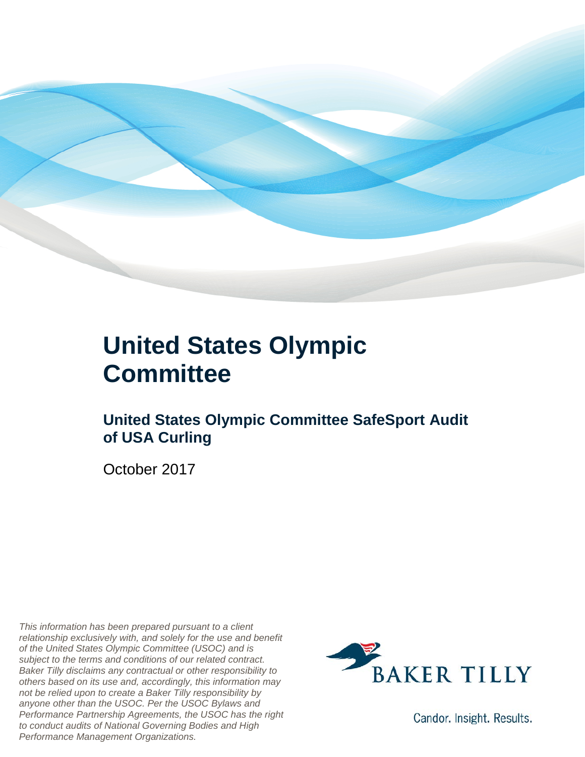# United States Olympic Committee

## United States Olympic Committee SafeSport Audit of USA Curling

October 2017

*This information has been prepared pursuant to a client relationship exclusively with, and solely for the use and benefit of the United States Olympic Committee (USOC) and is subject to the terms and conditions of our related contract. Baker Tilly disclaims any contractual or other responsibility to others based on its use and, accordingly, this information may not be relied upon to create a Baker Tilly responsibility by anyone other than the USOC. Per the USOC Bylaws and Performance Partnership Agreements, the USOC has the right to conduct audits of National Governing Bodies and High Performance Management Organizations.*

BAKER TILLY

Candor. Insight. Results.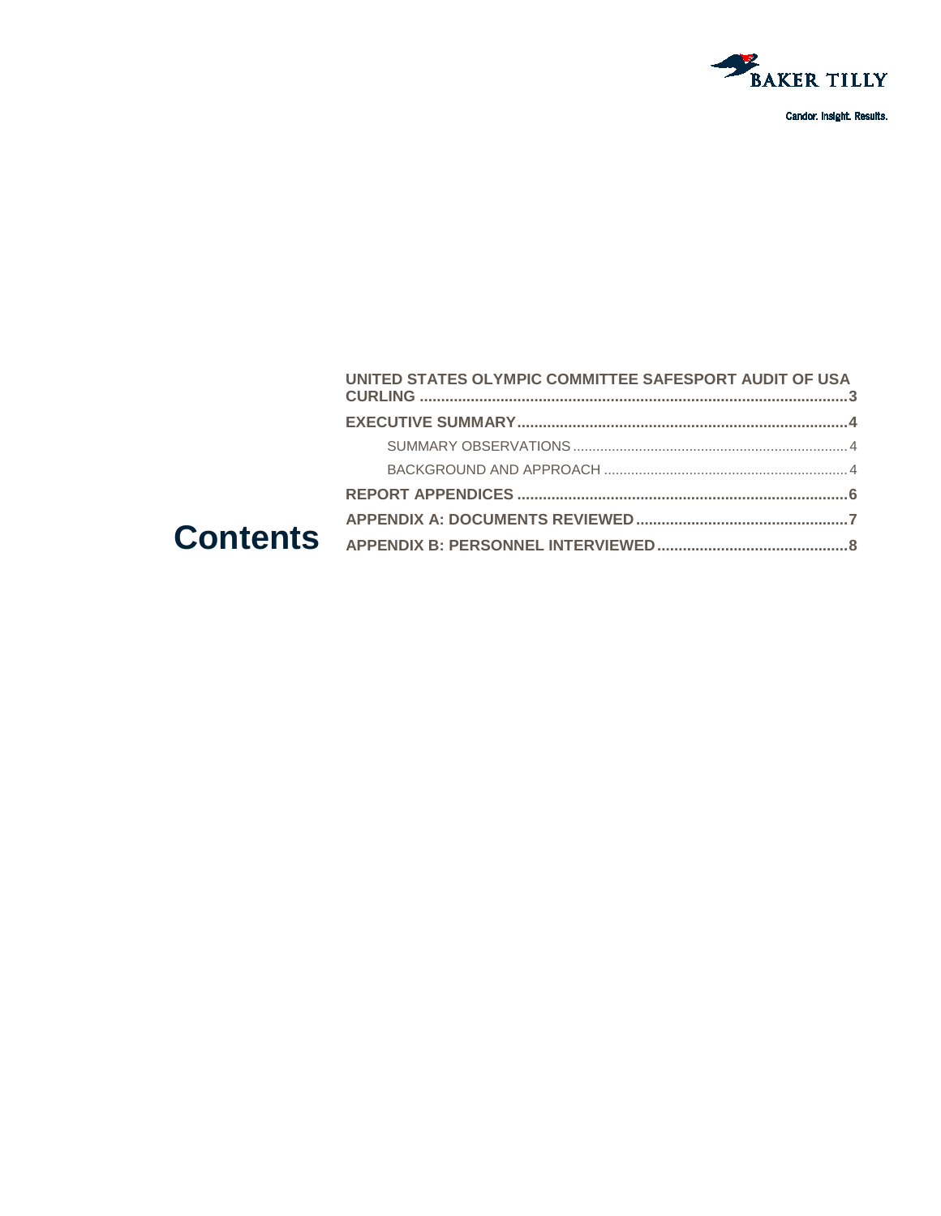BAKER TILLY

Candor. Insight. Results.

# Contents

**UNITED STATES OLYMPIC COMMITTEE SAFESPORT AUDIT OF USA CURLING ...... 3**

**EXECUTIVE SUMMARY ...... 4**

- SUMMARY OBSERVATIONS ...... 4
- BACKGROUND AND APPROACH ...... 4

**REPORT APPENDICES ...... 6**

**APPENDIX A: DOCUMENTS REVIEWED ...... 7**

**APPENDIX B: PERSONNEL INTERVIEWED ...... 8**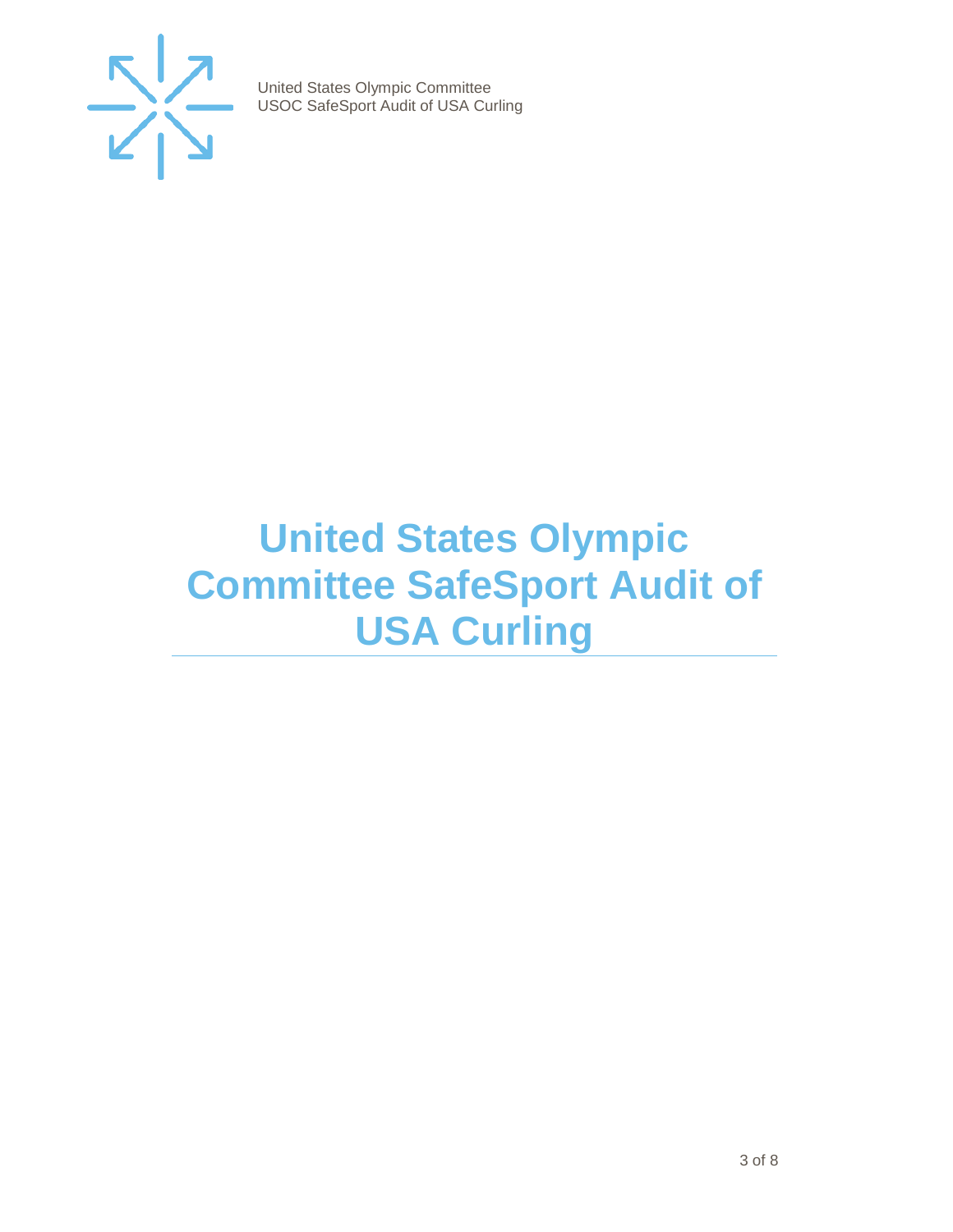# United States Olympic Committee SafeSport Audit of USA Curling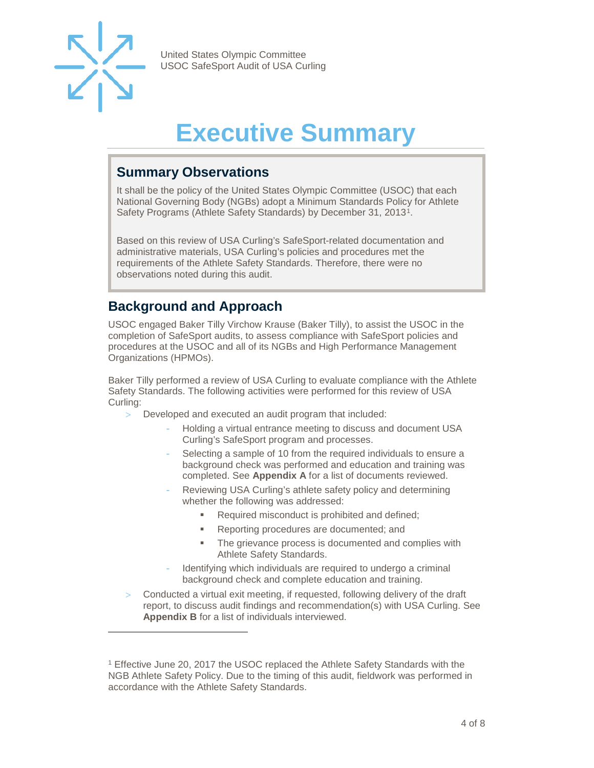# Executive Summary

## Summary Observations

It shall be the policy of the United States Olympic Committee (USOC) that each National Governing Body (NGBs) adopt a Minimum Standards Policy for Athlete Safety Programs (Athlete Safety Standards) by December 31, 2013[1].

Based on this review of USA Curling's SafeSport-related documentation and administrative materials, USA Curling's policies and procedures met the requirements of the Athlete Safety Standards. Therefore, there were no observations noted during this audit.

## Background and Approach

USOC engaged Baker Tilly Virchow Krause (Baker Tilly), to assist the USOC in the completion of SafeSport audits, to assess compliance with SafeSport policies and procedures at the USOC and all of its NGBs and High Performance Management Organizations (HPMOs).

Baker Tilly performed a review of USA Curling to evaluate compliance with the Athlete Safety Standards. The following activities were performed for this review of USA Curling:

- Developed and executed an audit program that included:
  - Holding a virtual entrance meeting to discuss and document USA Curling's SafeSport program and processes.
  - Selecting a sample of 10 from the required individuals to ensure a background check was performed and education and training was completed. See **Appendix A** for a list of documents reviewed.
  - Reviewing USA Curling's athlete safety policy and determining whether the following was addressed:
    - Required misconduct is prohibited and defined;
    - Reporting procedures are documented; and
    - The grievance process is documented and complies with Athlete Safety Standards.
  - Identifying which individuals are required to undergo a criminal background check and complete education and training.
- Conducted a virtual exit meeting, if requested, following delivery of the draft report, to discuss audit findings and recommendation(s) with USA Curling. See **Appendix B** for a list of individuals interviewed.

---

[1] Effective June 20, 2017 the USOC replaced the Athlete Safety Standards with the NGB Athlete Safety Policy. Due to the timing of this audit, fieldwork was performed in accordance with the Athlete Safety Standards.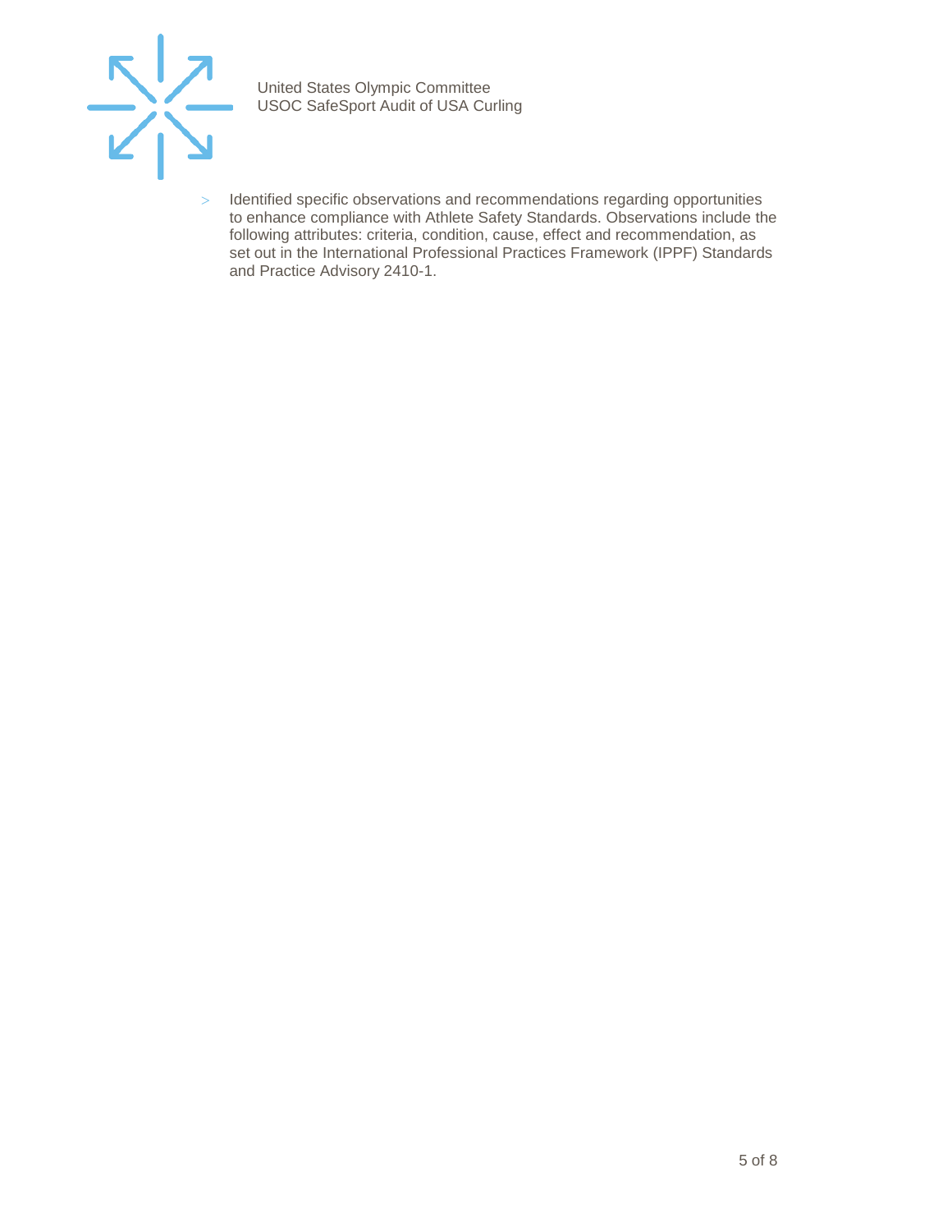- Identified specific observations and recommendations regarding opportunities to enhance compliance with Athlete Safety Standards. Observations include the following attributes: criteria, condition, cause, effect and recommendation, as set out in the International Professional Practices Framework (IPPF) Standards and Practice Advisory 2410-1.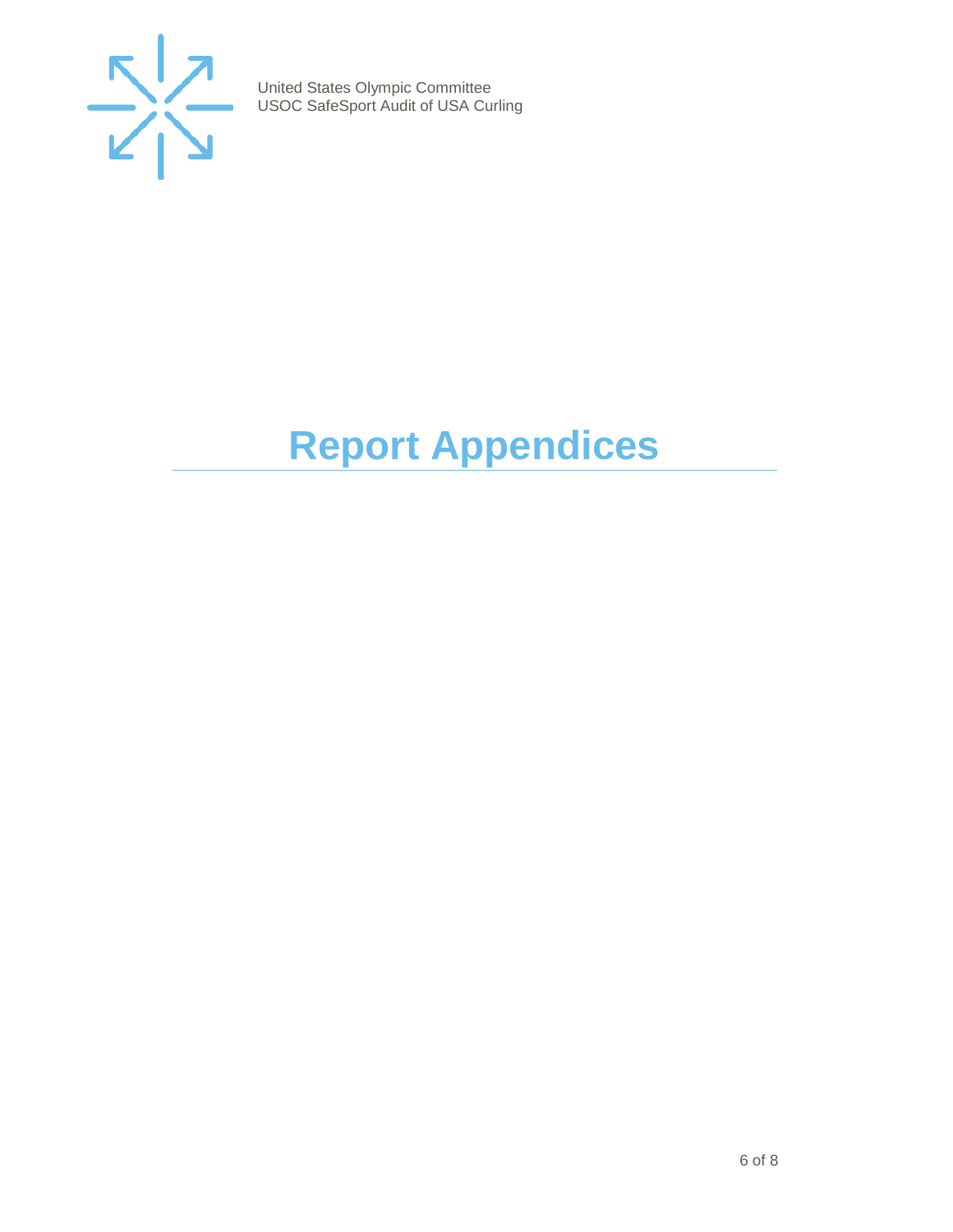# Report Appendices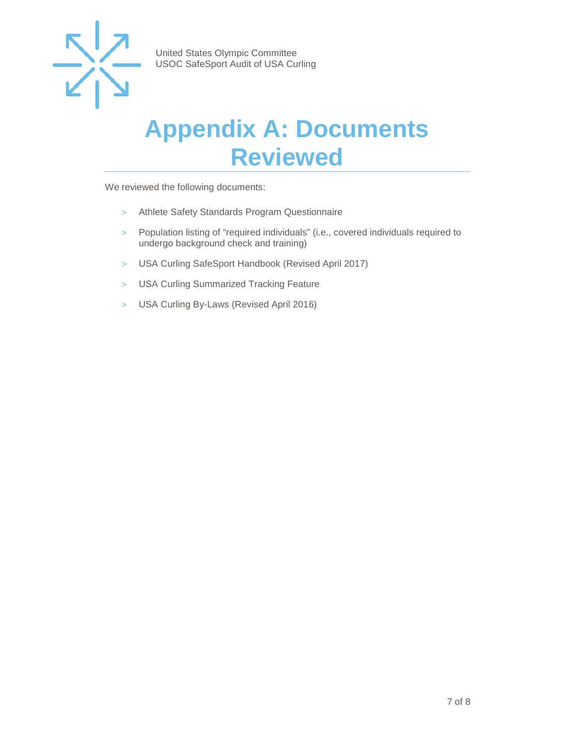# Appendix A: Documents Reviewed

We reviewed the following documents:

- Athlete Safety Standards Program Questionnaire
- Population listing of “required individuals” (i.e., covered individuals required to undergo background check and training)
- USA Curling SafeSport Handbook (Revised April 2017)
- USA Curling Summarized Tracking Feature
- USA Curling By-Laws (Revised April 2016)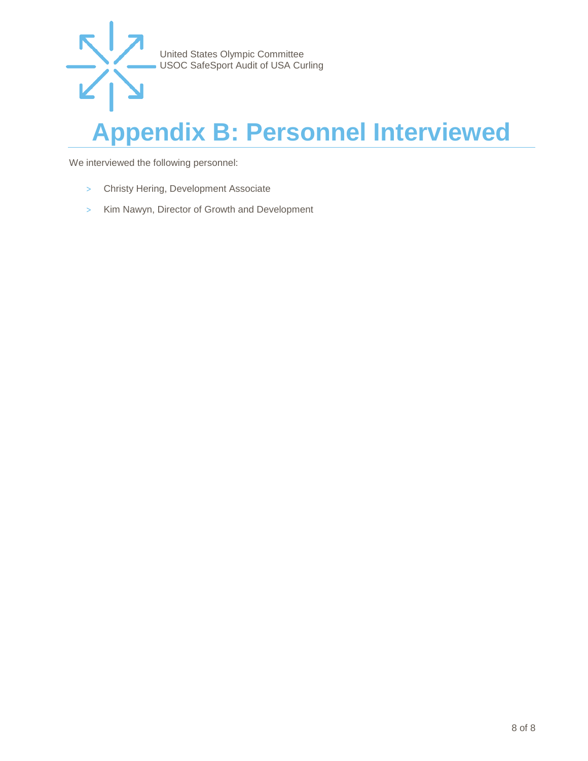# Appendix B: Personnel Interviewed

We interviewed the following personnel:

- Christy Hering, Development Associate
- Kim Nawyn, Director of Growth and Development